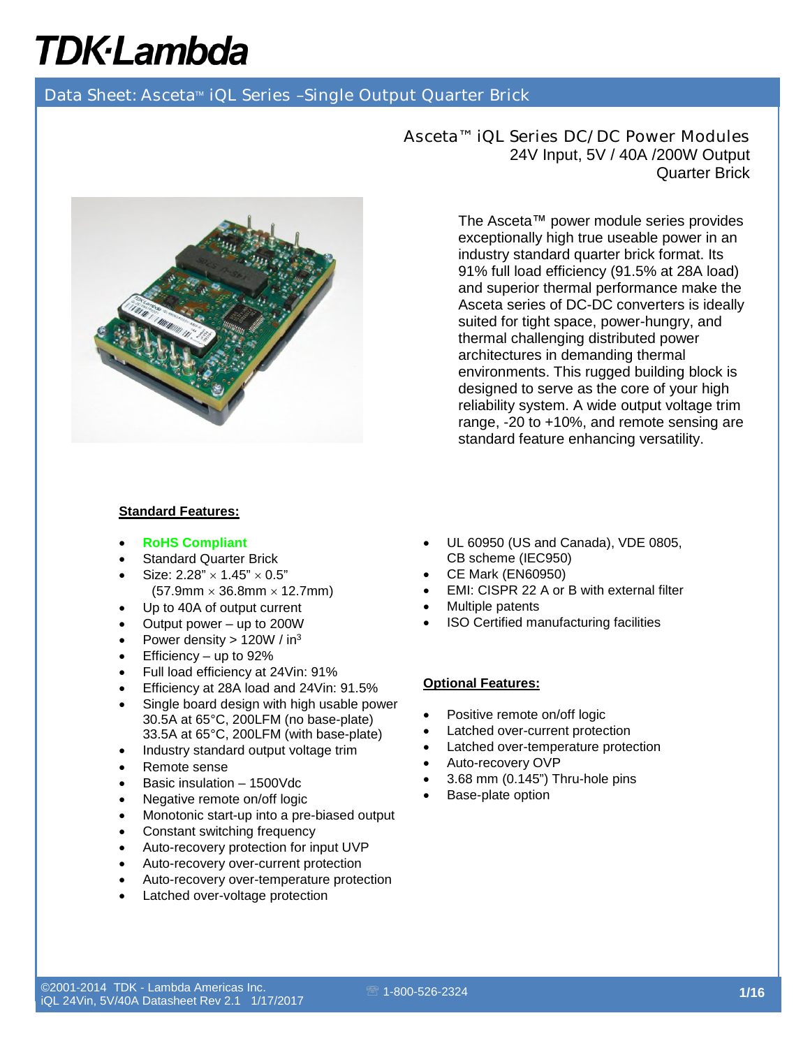# TDK·Lambda

## Data Sheet: Asceta™ iQL Series –Single Output Quarter Brick

**Asceta™ iQL Series DC/DC Power Modules**
**24V Input, 5V / 40A /200W Output**
**Quarter Brick**

The Asceta™ power module series provides exceptionally high true useable power in an industry standard quarter brick format. Its 91% full load efficiency (91.5% at 28A load) and superior thermal performance make the Asceta series of DC-DC converters is ideally suited for tight space, power-hungry, and thermal challenging distributed power architectures in demanding thermal environments. This rugged building block is designed to serve as the core of your high reliability system. A wide output voltage trim range, -20 to +10%, and remote sensing are standard feature enhancing versatility.

### Standard Features:

- **RoHS Compliant**
- Standard Quarter Brick
- Size: 2.28" × 1.45" × 0.5"
  (57.9mm × 36.8mm × 12.7mm)
- Up to 40A of output current
- Output power – up to 200W
- Power density > 120W / in³
- Efficiency – up to 92%
- Full load efficiency at 24Vin: 91%
- Efficiency at 28A load and 24Vin: 91.5%
- Single board design with high usable power
  30.5A at 65°C, 200LFM (no base-plate)
  33.5A at 65°C, 200LFM (with base-plate)
- Industry standard output voltage trim
- Remote sense
- Basic insulation – 1500Vdc
- Negative remote on/off logic
- Monotonic start-up into a pre-biased output
- Constant switching frequency
- Auto-recovery protection for input UVP
- Auto-recovery over-current protection
- Auto-recovery over-temperature protection
- Latched over-voltage protection
- UL 60950 (US and Canada), VDE 0805, CB scheme (IEC950)
- CE Mark (EN60950)
- EMI: CISPR 22 A or B with external filter
- Multiple patents
- ISO Certified manufacturing facilities

### Optional Features:

- Positive remote on/off logic
- Latched over-current protection
- Latched over-temperature protection
- Auto-recovery OVP
- 3.68 mm (0.145") Thru-hole pins
- Base-plate option

©2001-2014 TDK - Lambda Americas Inc.
iQL 24Vin, 5V/40A Datasheet Rev 2.1 1/17/2017
☏ 1-800-526-2324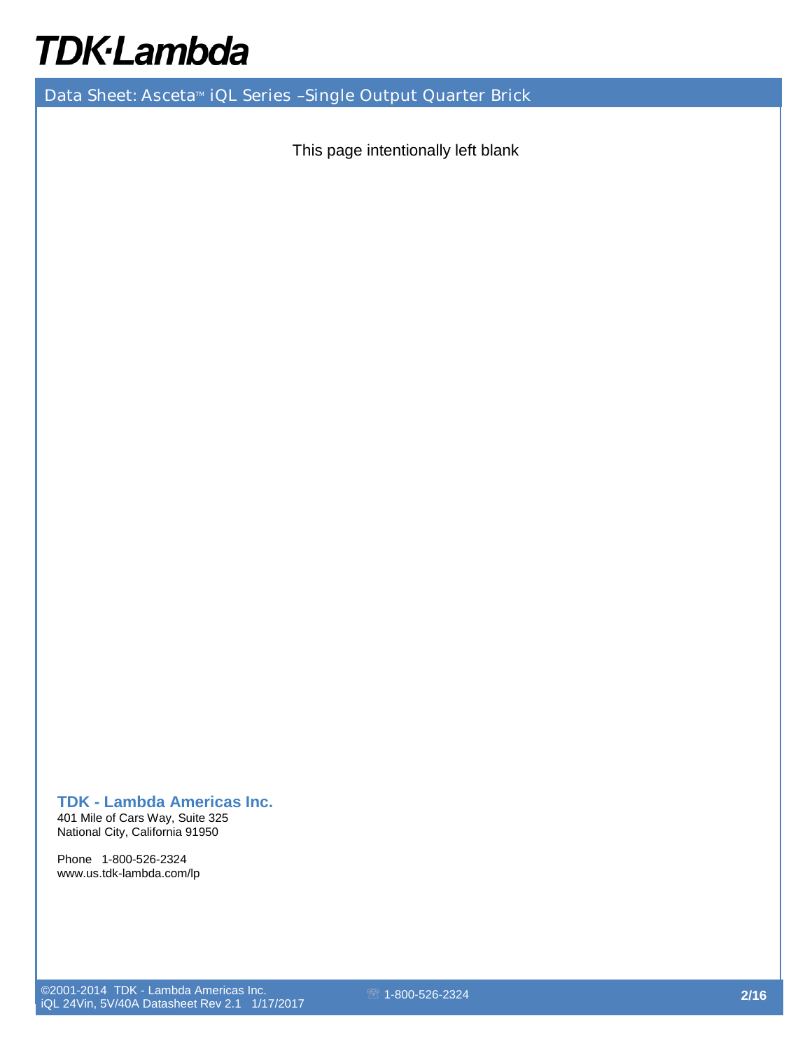This page intentionally left blank

**TDK - Lambda Americas Inc.**
401 Mile of Cars Way, Suite 325
National City, California 91950

Phone 1-800-526-2324
www.us.tdk-lambda.com/lp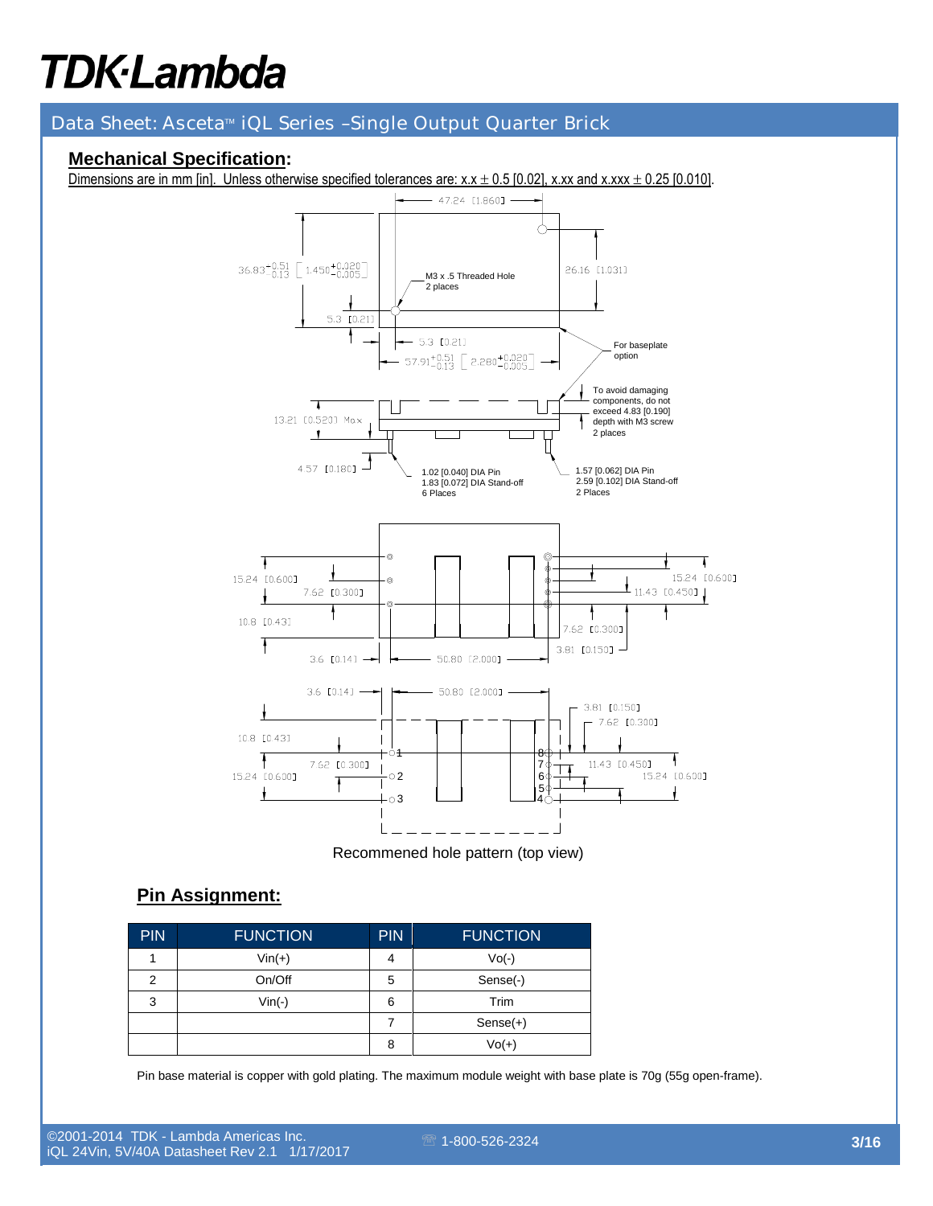## Mechanical Specification:

Dimensions are in mm [in]. Unless otherwise specified tolerances are: x.x ± 0.5 [0.02], x.xx and x.xxx ± 0.25 [0.010].

47.24 [1.860]

$36.83^{-0.51}_{-0.13}$ $\left[1.450^{+0.020}_{-0.005}\right]$

M3 x .5 Threaded Hole
2 places

26.16 [1.031]

5.3 [0.21]

5.3 [0.21]

$57.91^{+0.51}_{-0.13}$ $\left[2.280^{+0.020}_{-0.005}\right]$

For baseplate option

To avoid damaging components, do not exceed 4.83 [0.190] depth with M3 screw
2 places

13.21 [0.520] Max

4.57 [0.180]

1.02 [0.040] DIA Pin
1.83 [0.072] DIA Stand-off
6 Places

1.57 [0.062] DIA Pin
2.59 [0.102] DIA Stand-off
2 Places

15.24 [0.600]
7.62 [0.300]
10.8 [0.43]
3.6 [0.14]
50.80 [2.000]
15.24 [0.600]
11.43 [0.450]
7.62 [0.300]
3.81 [0.150]

3.6 [0.14]
50.80 [2.000]
3.81 [0.150]
7.62 [0.300]
10.8 [0.43]
7.62 [0.300]
15.24 [0.600]
11.43 [0.450]
15.24 [0.600]

1 2 3 4 5 6 7 8

Recommened hole pattern (top view)

## Pin Assignment:

| PIN | FUNCTION | PIN | FUNCTION |
|---|---|---|---|
| 1 | Vin(+) | 4 | Vo(-) |
| 2 | On/Off | 5 | Sense(-) |
| 3 | Vin(-) | 6 | Trim |
| | | 7 | Sense(+) |
| | | 8 | Vo(+) |

Pin base material is copper with gold plating. The maximum module weight with base plate is 70g (55g open-frame).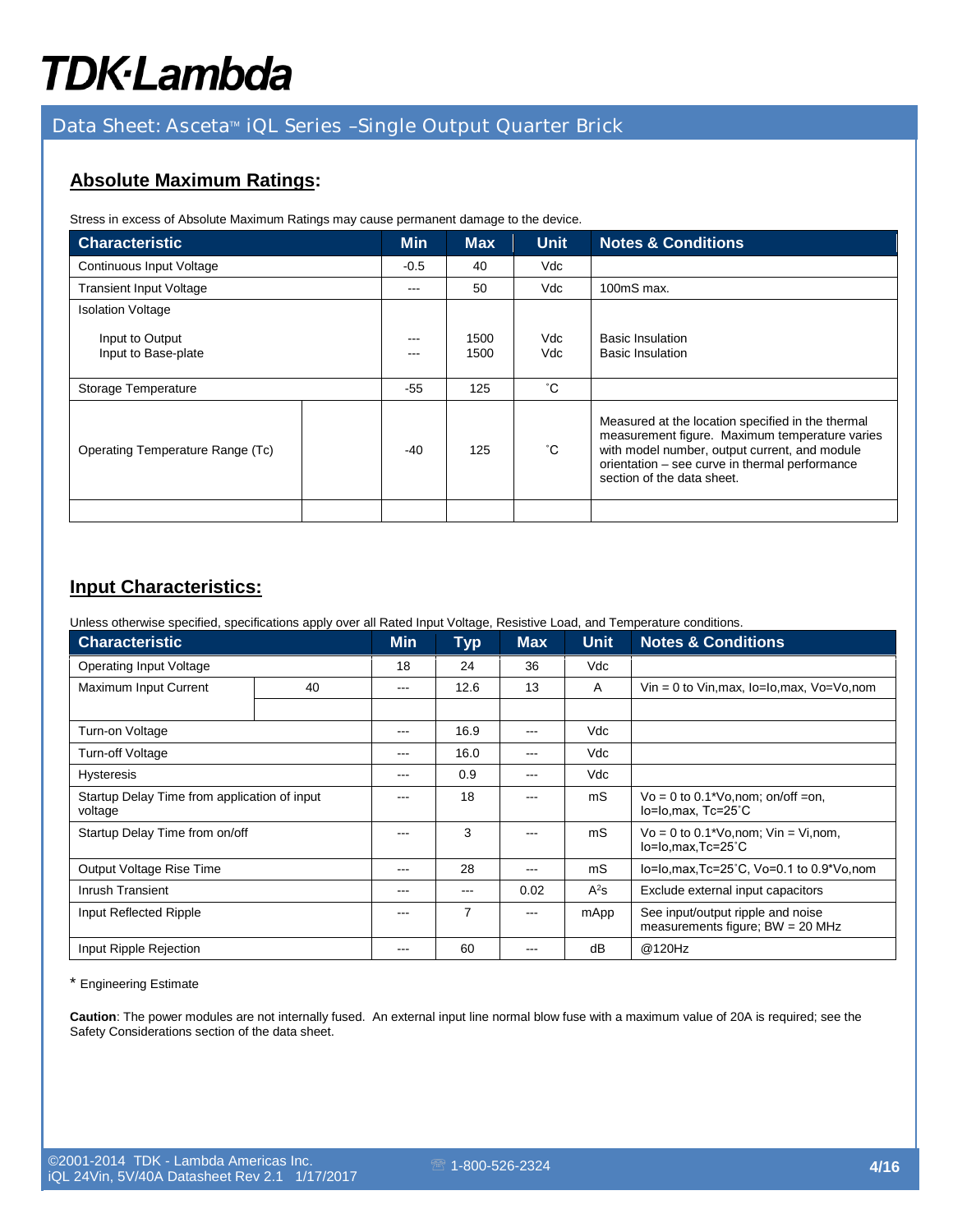## Absolute Maximum Ratings:

Stress in excess of Absolute Maximum Ratings may cause permanent damage to the device.

| Characteristic | | Min | Max | Unit | Notes & Conditions |
|---|---|---|---|---|---|
| Continuous Input Voltage | | -0.5 | 40 | Vdc | |
| Transient Input Voltage | | --- | 50 | Vdc | 100mS max. |
| Isolation Voltage<br>Input to Output<br>Input to Base-plate | | ---<br>--- | 1500<br>1500 | Vdc<br>Vdc | Basic Insulation<br>Basic Insulation |
| Storage Temperature | | -55 | 125 | ˚C | |
| Operating Temperature Range (Tc) | | -40 | 125 | ˚C | Measured at the location specified in the thermal measurement figure. Maximum temperature varies with model number, output current, and module orientation – see curve in thermal performance section of the data sheet. |
| | | | | | |

## Input Characteristics:

Unless otherwise specified, specifications apply over all Rated Input Voltage, Resistive Load, and Temperature conditions.

| Characteristic | | Min | Typ | Max | Unit | Notes & Conditions |
|---|---|---|---|---|---|---|
| Operating Input Voltage | | 18 | 24 | 36 | Vdc | |
| Maximum Input Current | 40 | --- | 12.6 | 13 | A | Vin = 0 to Vin,max, Io=Io,max, Vo=Vo,nom |
| | | | | | | |
| Turn-on Voltage | | --- | 16.9 | --- | Vdc | |
| Turn-off Voltage | | --- | 16.0 | --- | Vdc | |
| Hysteresis | | --- | 0.9 | --- | Vdc | |
| Startup Delay Time from application of input voltage | | --- | 18 | --- | mS | Vo = 0 to 0.1*Vo,nom; on/off =on, Io=Io,max, Tc=25˚C |
| Startup Delay Time from on/off | | --- | 3 | --- | mS | Vo = 0 to 0.1*Vo,nom; Vin = Vi,nom, Io=Io,max,Tc=25˚C |
| Output Voltage Rise Time | | --- | 28 | --- | mS | Io=Io,max,Tc=25˚C, Vo=0.1 to 0.9*Vo,nom |
| Inrush Transient | | --- | --- | 0.02 | $A^2s$ | Exclude external input capacitors |
| Input Reflected Ripple | | --- | 7 | --- | mApp | See input/output ripple and noise measurements figure; BW = 20 MHz |
| Input Ripple Rejection | | --- | 60 | --- | dB | @120Hz |

\* Engineering Estimate

**Caution**: The power modules are not internally fused. An external input line normal blow fuse with a maximum value of 20A is required; see the Safety Considerations section of the data sheet.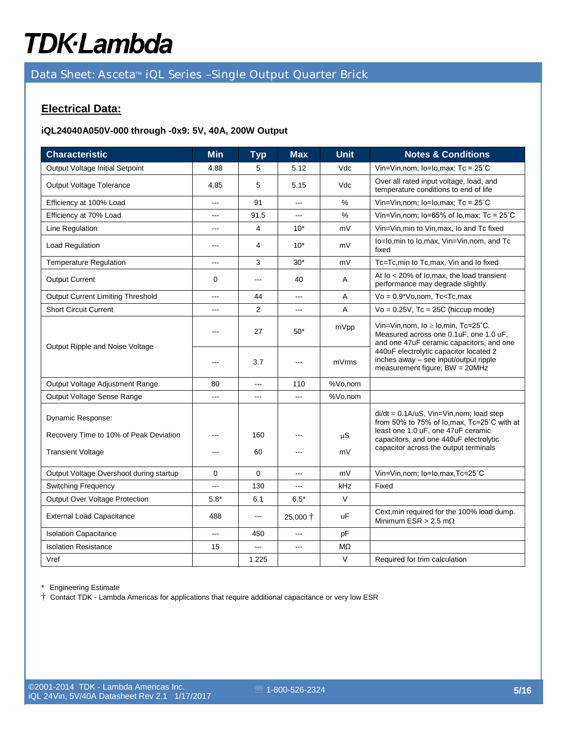## Electrical Data:

### iQL24040A050V-000 through -0x9: 5V, 40A, 200W Output

| Characteristic | Min | Typ | Max | Unit | Notes & Conditions |
|---|---|---|---|---|---|
| Output Voltage Initial Setpoint | 4.88 | 5 | 5.12 | Vdc | Vin=Vin,nom; Io=Io,max; Tc = 25˚C |
| Output Voltage Tolerance | 4.85 | 5 | 5.15 | Vdc | Over all rated input voltage, load, and temperature conditions to end of life |
| Efficiency at 100% Load | --- | 91 | --- | % | Vin=Vin,nom; Io=Io,max; Tc = 25˚C |
| Efficiency at 70% Load | --- | 91.5 | --- | % | Vin=Vin,nom; Io=65% of Io,max; Tc = 25˚C |
| Line Regulation | --- | 4 | 10* | mV | Vin=Vin,min to Vin,max, Io and Tc fixed |
| Load Regulation | --- | 4 | 10* | mV | Io=Io,min to Io,max, Vin=Vin,nom, and Tc fixed |
| Temperature Regulation | --- | 3 | 30* | mV | Tc=Tc,min to Tc,max, Vin and Io fixed |
| Output Current | 0 | --- | 40 | A | At Io < 20% of Io,max, the load transient performance may degrade slightly |
| Output Current Limiting Threshold | --- | 44 | --- | A | Vo = 0.9*Vo,nom, Tc<Tc,max |
| Short Circuit Current | --- | 2 | --- | A | Vo = 0.25V, Tc = 25C (hiccup mode) |
| Output Ripple and Noise Voltage | --- | 27 | 50* | mVpp | Vin=Vin,nom, Io ≥ Io,min, Tc=25˚C. Measured across one 0.1uF, one 1.0 uF, and one 47uF ceramic capacitors, and one 440uF electrolytic capacitor located 2 inches away – see input/output ripple measurement figure; BW = 20MHz |
| | --- | 3.7 | --- | mVrms | |
| Output Voltage Adjustment Range | 80 | --- | 110 | %Vo,nom | |
| Output Voltage Sense Range | --- | --- | --- | %Vo,nom | |
| Dynamic Response: | | | | | di/dt = 0.1A/uS, Vin=Vin,nom; load step from 50% to 75% of Io,max, Tc=25˚C with at least one 1.0 uF, one 47uF ceramic capacitors, and one 440uF electrolytic capacitor across the output terminals |
| Recovery Time to 10% of Peak Deviation | --- | 160 | --- | µS | |
| Transient Voltage | --- | 60 | --- | mV | |
| Output Voltage Overshoot during startup | 0 | 0 | --- | mV | Vin=Vin,nom; Io=Io,max,Tc=25˚C |
| Switching Frequency | --- | 130 | --- | kHz | Fixed |
| Output Over Voltage Protection | 5.8* | 6.1 | 6.5* | V | |
| External Load Capacitance | 488 | --- | 25,000 † | uF | Cext,min required for the 100% load dump. Minimum ESR > 2.5 mΩ |
| Isolation Capacitance | --- | 450 | --- | pF | |
| Isolation Resistance | 15 | --- | --- | MΩ | |
| Vref | | 1.225 | | V | Required for trim calculation |

\* Engineering Estimate

† Contact TDK - Lambda Americas for applications that require additional capacitance or very low ESR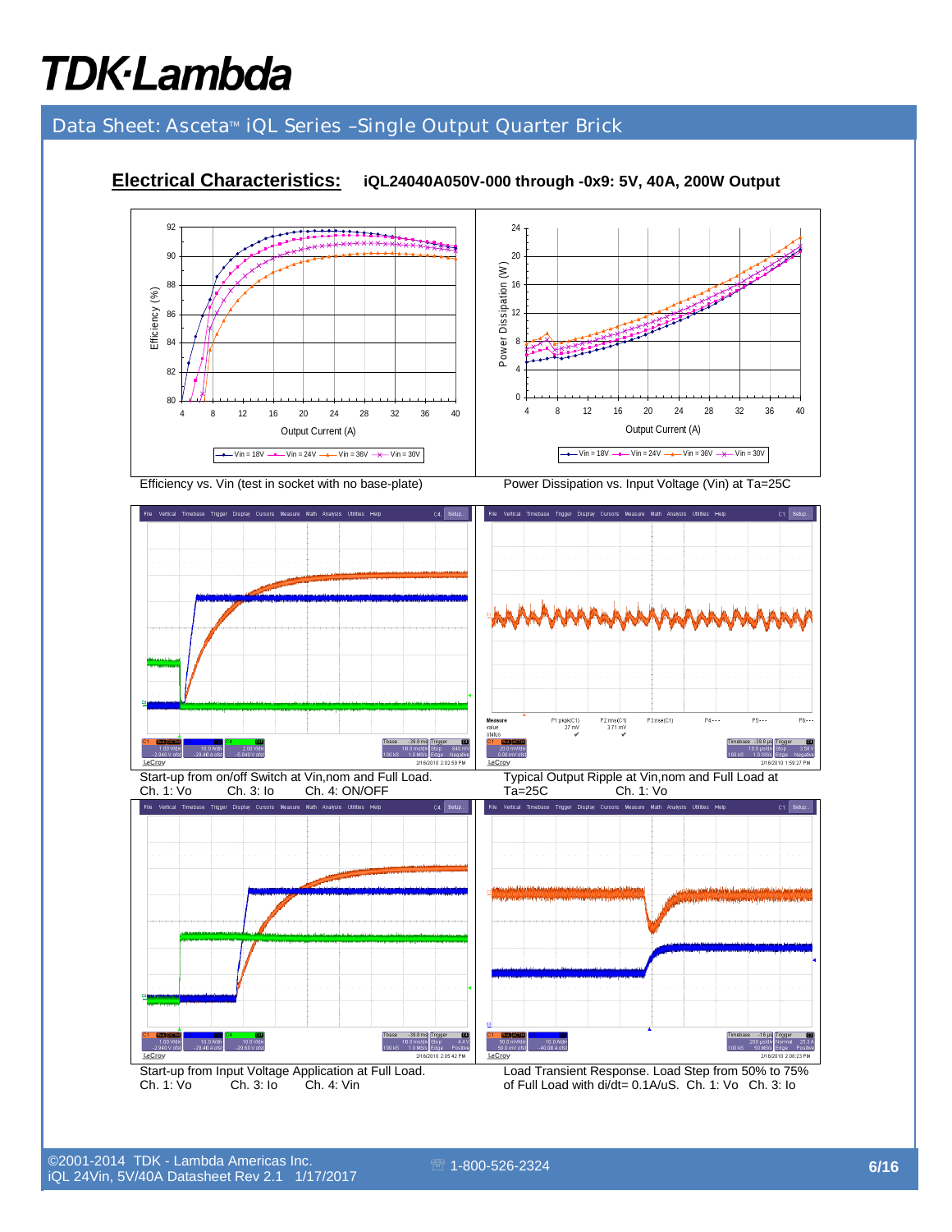## Electrical Characteristics: iQL24040A050V-000 through -0x9: 5V, 40A, 200W Output

92
90
88
86
84
82
80
Efficiency (%)
4 8 12 16 20 24 28 32 36 40
Output Current (A)
Vin = 18V Vin = 24V Vin = 36V Vin = 30V

Efficiency vs. Vin (test in socket with no base-plate)

24
20
16
12
8
4
0
Power Dissipation (W)
4 8 12 16 20 24 28 32 36 40
Output Current (A)
Vin = 18V Vin = 24V Vin = 36V Vin = 30V

Power Dissipation vs. Input Voltage (Vin) at Ta=25C

Start-up from on/off Switch at Vin,nom and Full Load.
Ch. 1: Vo Ch. 3: Io Ch. 4: ON/OFF

Measure P1:pkpk(C1) P2:rms(C1) P3:rise(C1) P4:--- P5:--- P6:---
value 27 mV 3.71 mV

Typical Output Ripple at Vin,nom and Full Load at Ta=25C Ch. 1: Vo

Start-up from Input Voltage Application at Full Load.
Ch. 1: Vo Ch. 3: Io Ch. 4: Vin

Load Transient Response. Load Step from 50% to 75% of Full Load with di/dt= 0.1A/uS. Ch. 1: Vo Ch. 3: Io

©2001-2014 TDK - Lambda Americas Inc.
iQL 24Vin, 5V/40A Datasheet Rev 2.1 1/17/2017

1-800-526-2324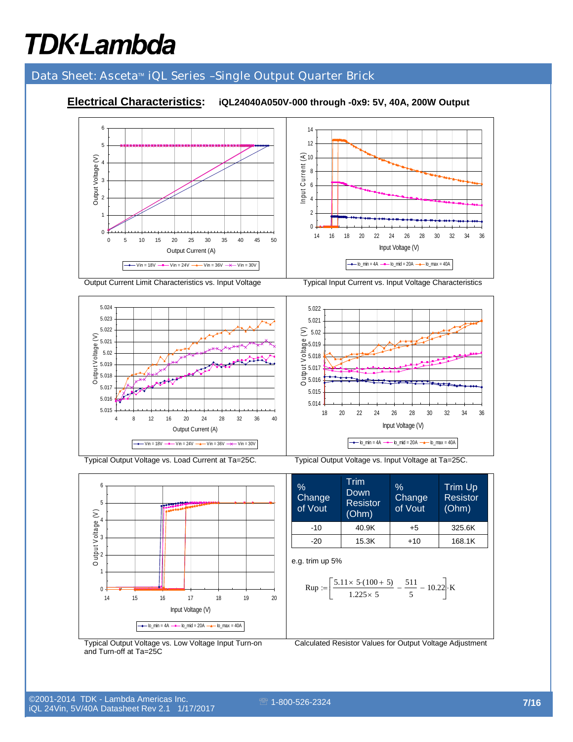## Electrical Characteristics: iQL24040A050V-000 through -0x9: 5V, 40A, 200W Output

Output Voltage (V)
6
5
4
3
2
1
0
0 5 10 15 20 25 30 35 40 45 50
Output Current (A)
Vin = 18V — Vin = 24V — Vin = 36V — Vin = 30V

Output Current Limit Characteristics vs. Input Voltage

Input Current (A)
14
12
10
8
6
4
2
0
14 16 18 20 22 24 26 28 30 32 34 36
Input Voltage (V)
Io_min = 4A — Io_mid = 20A — Io_max = 40A

Typical Input Current vs. Input Voltage Characteristics

Output Voltage (V)
5.024
5.023
5.022
5.021
5.02
5.019
5.018
5.017
5.016
5.015
4 8 12 16 20 24 28 32 36 40
Output Current (A)
Vin = 18V — Vin = 24V — Vin = 36V — Vin = 30V

Typical Output Voltage vs. Load Current at Ta=25C.

Output Voltage (V)
5.022
5.021
5.02
5.019
5.018
5.017
5.016
5.015
5.014
18 20 22 24 26 28 30 32 34 36
Input Voltage (V)
Io_min = 4A — Io_mid = 20A — Io_max = 40A

Typical Output Voltage vs. Input Voltage at Ta=25C.

Output Voltage (V)
6
5
4
3
2
1
0
14 15 16 17 18 19 20
Input Voltage (V)
Io_min = 4A — Io_mid = 20A — Io_max = 40A

Typical Output Voltage vs. Low Voltage Input Turn-on and Turn-off at Ta=25C

| % Change of Vout | Trim Down Resistor (Ohm) | % Change of Vout | Trim Up Resistor (Ohm) |
|---|---|---|---|
| -10 | 40.9K | +5 | 325.6K |
| -20 | 15.3K | +10 | 168.1K |

e.g. trim up 5%

$$Rup := \left[\frac{5.11 \times 5 \cdot (100 + 5)}{1.225 \times 5} - \frac{511}{5} - 10.22\right] \cdot K$$

Calculated Resistor Values for Output Voltage Adjustment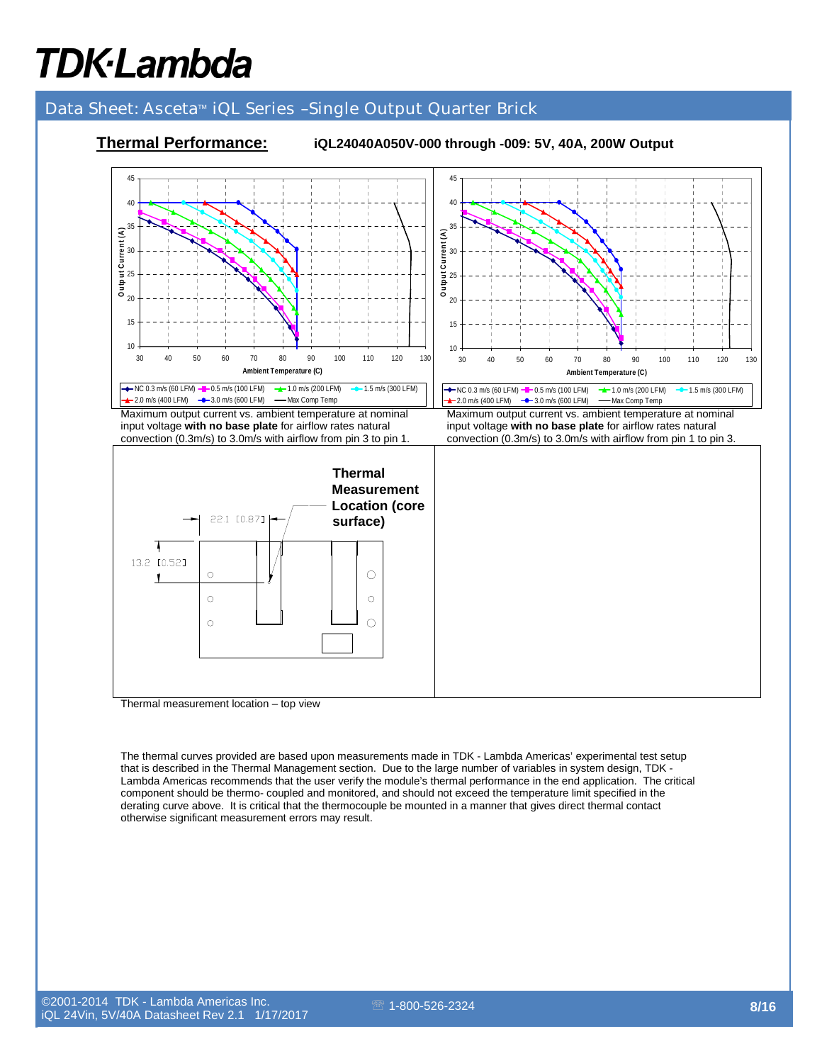## Thermal Performance:

**iQL24040A050V-000 through -009: 5V, 40A, 200W Output**

45
40
35
30
25
20
15
10
Output Current (A)
30 40 50 60 70 80 90 100 110 120 130
Ambient Temperature (C)
NC 0.3 m/s (60 LFM) 0.5 m/s (100 LFM) 1.0 m/s (200 LFM) 1.5 m/s (300 LFM) 2.0 m/s (400 LFM) 3.0 m/s (600 LFM) Max Comp Temp

Maximum output current vs. ambient temperature at nominal input voltage **with no base plate** for airflow rates natural convection (0.3m/s) to 3.0m/s with airflow from pin 3 to pin 1.

45
40
35
30
25
20
15
10
Output Current (A)
30 40 50 60 70 80 90 100 110 120 130
Ambient Temperature (C)
NC 0.3 m/s (60 LFM) 0.5 m/s (100 LFM) 1.0 m/s (200 LFM) 1.5 m/s (300 LFM) 2.0 m/s (400 LFM) 3.0 m/s (600 LFM) Max Comp Temp

Maximum output current vs. ambient temperature at nominal input voltage **with no base plate** for airflow rates natural convection (0.3m/s) to 3.0m/s with airflow from pin 1 to pin 3.

**Thermal Measurement Location (core surface)**

22.1 [0.87]

13.2 [0.52]

Thermal measurement location – top view

The thermal curves provided are based upon measurements made in TDK - Lambda Americas' experimental test setup that is described in the Thermal Management section. Due to the large number of variables in system design, TDK - Lambda Americas recommends that the user verify the module's thermal performance in the end application. The critical component should be thermo- coupled and monitored, and should not exceed the temperature limit specified in the derating curve above. It is critical that the thermocouple be mounted in a manner that gives direct thermal contact otherwise significant measurement errors may result.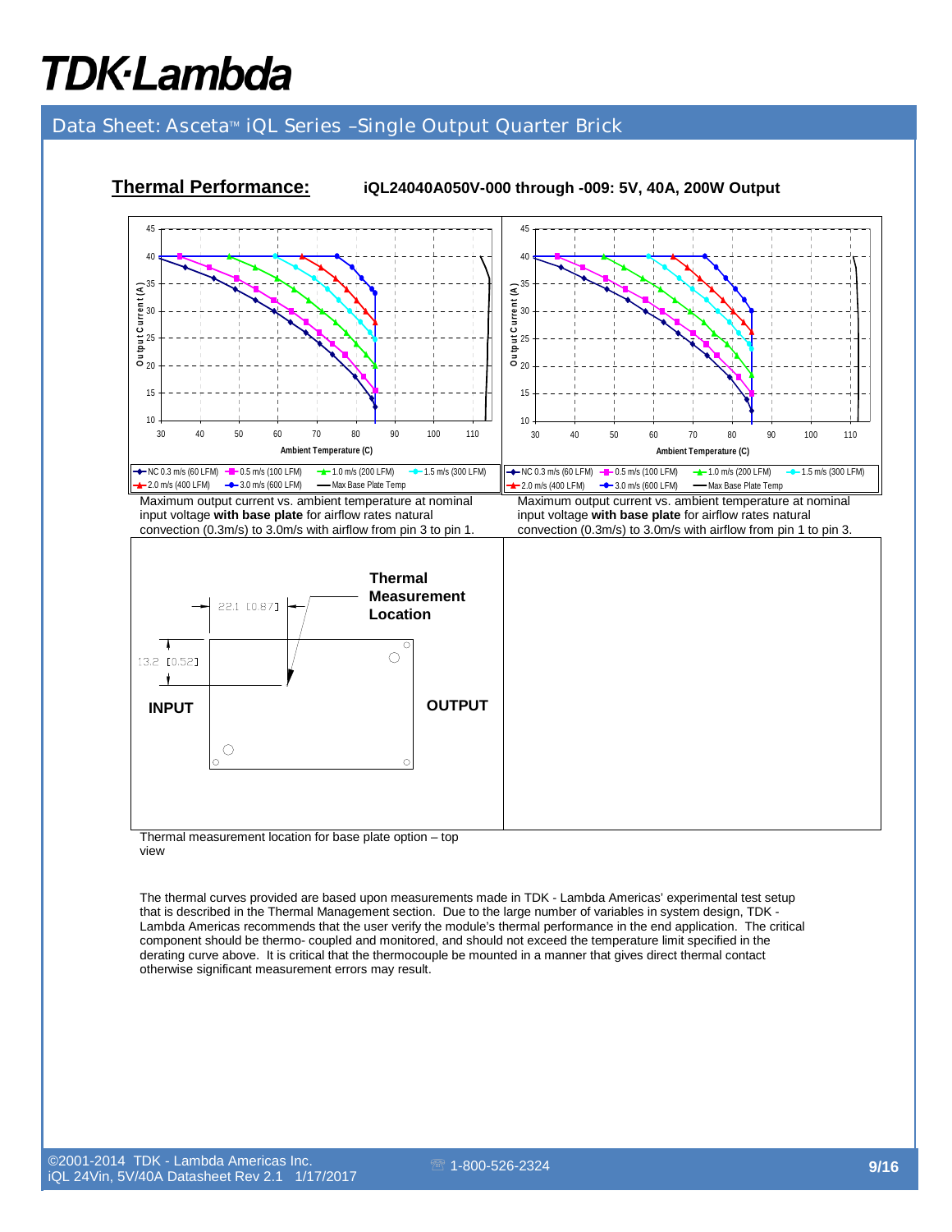## Thermal Performance:

**iQL24040A050V-000 through -009: 5V, 40A, 200W Output**

45
40
35
30
25
20
15
10
Output Current (A)
30 40 50 60 70 80 90 100 110
Ambient Temperature (C)
NC 0.3 m/s (60 LFM) 0.5 m/s (100 LFM) 1.0 m/s (200 LFM) 1.5 m/s (300 LFM)
2.0 m/s (400 LFM) 3.0 m/s (600 LFM) Max Base Plate Temp

Maximum output current vs. ambient temperature at nominal input voltage **with base plate** for airflow rates natural convection (0.3m/s) to 3.0m/s with airflow from pin 3 to pin 1.

45
40
35
30
25
20
15
10
Output Current (A)
30 40 50 60 70 80 90 100 110
Ambient Temperature (C)
NC 0.3 m/s (60 LFM) 0.5 m/s (100 LFM) 1.0 m/s (200 LFM) 1.5 m/s (300 LFM)
2.0 m/s (400 LFM) 3.0 m/s (600 LFM) Max Base Plate Temp

Maximum output current vs. ambient temperature at nominal input voltage **with base plate** for airflow rates natural convection (0.3m/s) to 3.0m/s with airflow from pin 1 to pin 3.

22.1 [0.87]
13.2 [0.52]
**Thermal Measurement Location**
**INPUT**
**OUTPUT**

Thermal measurement location for base plate option – top view

The thermal curves provided are based upon measurements made in TDK - Lambda Americas' experimental test setup that is described in the Thermal Management section. Due to the large number of variables in system design, TDK - Lambda Americas recommends that the user verify the module's thermal performance in the end application. The critical component should be thermo- coupled and monitored, and should not exceed the temperature limit specified in the derating curve above. It is critical that the thermocouple be mounted in a manner that gives direct thermal contact otherwise significant measurement errors may result.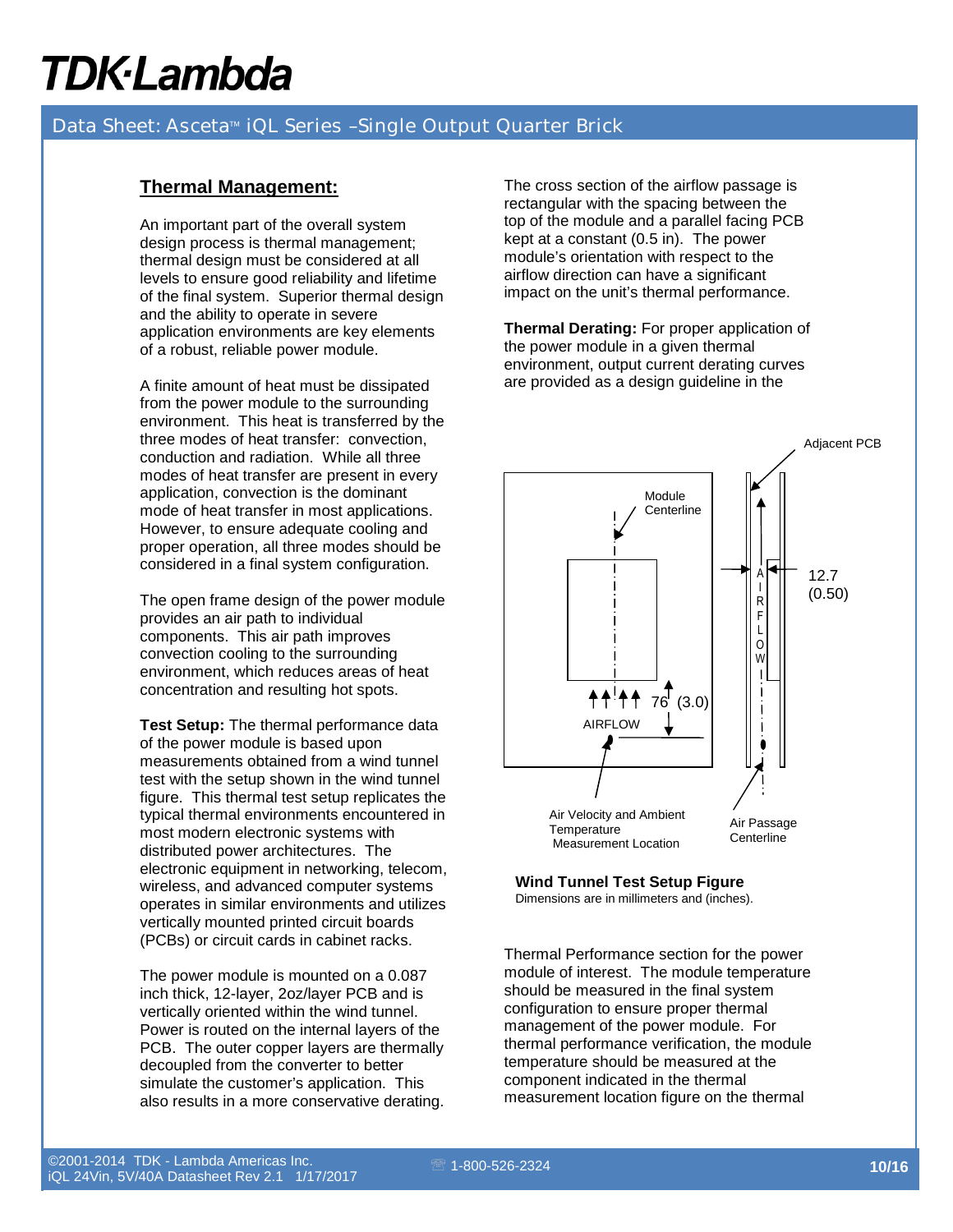## Thermal Management:

An important part of the overall system design process is thermal management; thermal design must be considered at all levels to ensure good reliability and lifetime of the final system. Superior thermal design and the ability to operate in severe application environments are key elements of a robust, reliable power module.

A finite amount of heat must be dissipated from the power module to the surrounding environment. This heat is transferred by the three modes of heat transfer: convection, conduction and radiation. While all three modes of heat transfer are present in every application, convection is the dominant mode of heat transfer in most applications. However, to ensure adequate cooling and proper operation, all three modes should be considered in a final system configuration.

The open frame design of the power module provides an air path to individual components. This air path improves convection cooling to the surrounding environment, which reduces areas of heat concentration and resulting hot spots.

**Test Setup:** The thermal performance data of the power module is based upon measurements obtained from a wind tunnel test with the setup shown in the wind tunnel figure. This thermal test setup replicates the typical thermal environments encountered in most modern electronic systems with distributed power architectures. The electronic equipment in networking, telecom, wireless, and advanced computer systems operates in similar environments and utilizes vertically mounted printed circuit boards (PCBs) or circuit cards in cabinet racks.

The power module is mounted on a 0.087 inch thick, 12-layer, 2oz/layer PCB and is vertically oriented within the wind tunnel. Power is routed on the internal layers of the PCB. The outer copper layers are thermally decoupled from the converter to better simulate the customer's application. This also results in a more conservative derating.

The cross section of the airflow passage is rectangular with the spacing between the top of the module and a parallel facing PCB kept at a constant (0.5 in). The power module's orientation with respect to the airflow direction can have a significant impact on the unit's thermal performance.

**Thermal Derating:** For proper application of the power module in a given thermal environment, output current derating curves are provided as a design guideline in the

Adjacent PCB

Module Centerline

12.7 (0.50)

AIRFLOW

76 (3.0)

AIRFLOW

Air Velocity and Ambient Temperature Measurement Location

Air Passage Centerline

**Wind Tunnel Test Setup Figure**

Dimensions are in millimeters and (inches).

Thermal Performance section for the power module of interest. The module temperature should be measured in the final system configuration to ensure proper thermal management of the power module. For thermal performance verification, the module temperature should be measured at the component indicated in the thermal measurement location figure on the thermal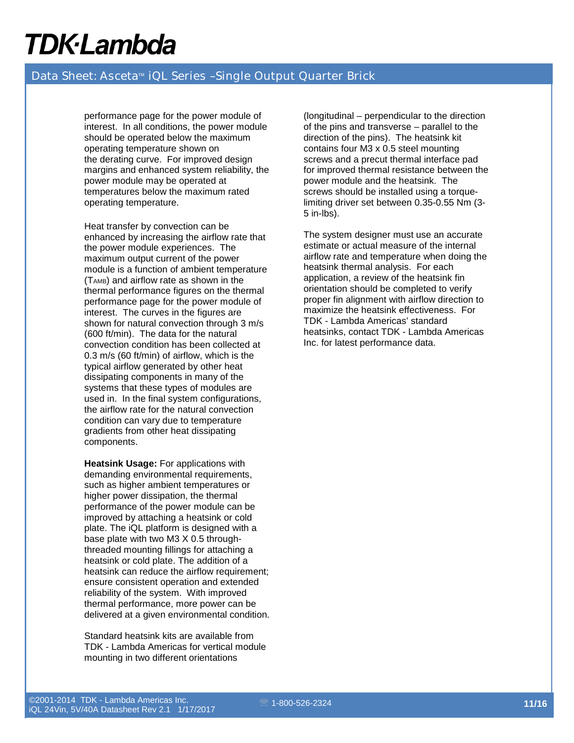performance page for the power module of interest. In all conditions, the power module should be operated below the maximum operating temperature shown on the derating curve. For improved design margins and enhanced system reliability, the power module may be operated at temperatures below the maximum rated operating temperature.

Heat transfer by convection can be enhanced by increasing the airflow rate that the power module experiences. The maximum output current of the power module is a function of ambient temperature ($T_{AMB}$) and airflow rate as shown in the thermal performance figures on the thermal performance page for the power module of interest. The curves in the figures are shown for natural convection through 3 m/s (600 ft/min). The data for the natural convection condition has been collected at 0.3 m/s (60 ft/min) of airflow, which is the typical airflow generated by other heat dissipating components in many of the systems that these types of modules are used in. In the final system configurations, the airflow rate for the natural convection condition can vary due to temperature gradients from other heat dissipating components.

**Heatsink Usage:** For applications with demanding environmental requirements, such as higher ambient temperatures or higher power dissipation, the thermal performance of the power module can be improved by attaching a heatsink or cold plate. The iQL platform is designed with a base plate with two M3 X 0.5 through-threaded mounting fillings for attaching a heatsink or cold plate. The addition of a heatsink can reduce the airflow requirement; ensure consistent operation and extended reliability of the system. With improved thermal performance, more power can be delivered at a given environmental condition.

Standard heatsink kits are available from TDK - Lambda Americas for vertical module mounting in two different orientations (longitudinal – perpendicular to the direction of the pins and transverse – parallel to the direction of the pins). The heatsink kit contains four M3 x 0.5 steel mounting screws and a precut thermal interface pad for improved thermal resistance between the power module and the heatsink. The screws should be installed using a torque-limiting driver set between 0.35-0.55 Nm (3-5 in-lbs).

The system designer must use an accurate estimate or actual measure of the internal airflow rate and temperature when doing the heatsink thermal analysis. For each application, a review of the heatsink fin orientation should be completed to verify proper fin alignment with airflow direction to maximize the heatsink effectiveness. For TDK - Lambda Americas' standard heatsinks, contact TDK - Lambda Americas Inc. for latest performance data.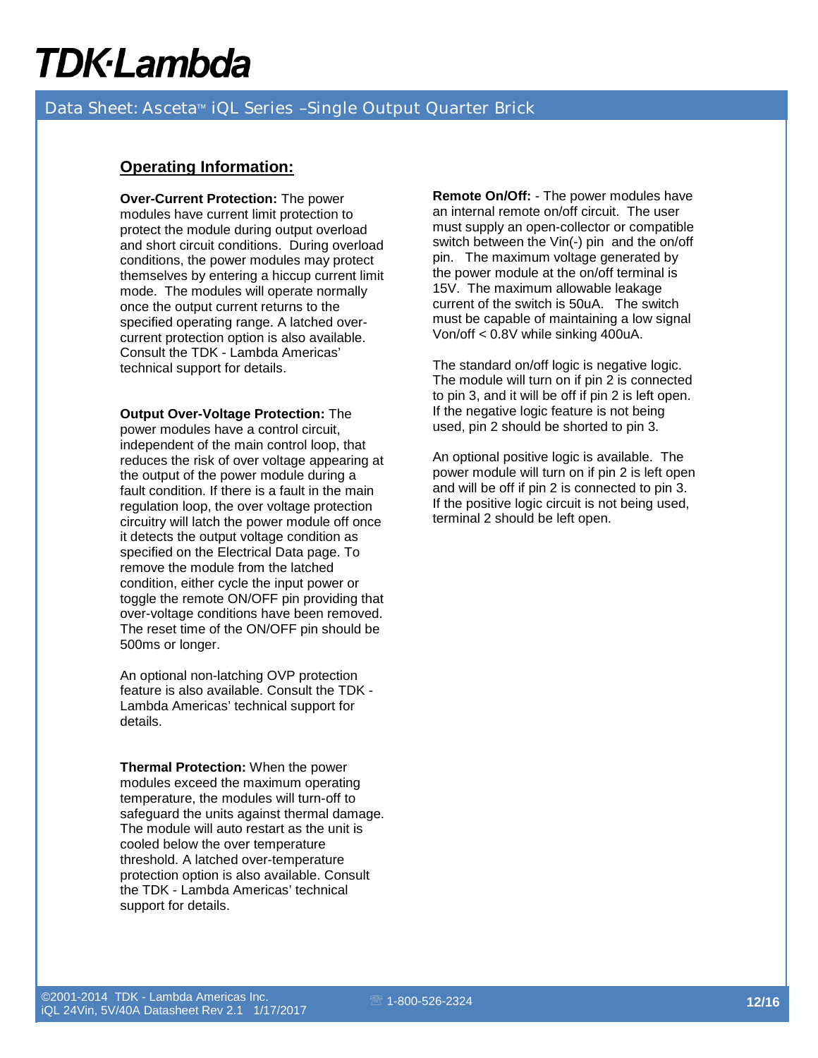## Operating Information:

**Over-Current Protection:** The power modules have current limit protection to protect the module during output overload and short circuit conditions. During overload conditions, the power modules may protect themselves by entering a hiccup current limit mode. The modules will operate normally once the output current returns to the specified operating range. A latched over-current protection option is also available. Consult the TDK - Lambda Americas' technical support for details.

**Output Over-Voltage Protection:** The power modules have a control circuit, independent of the main control loop, that reduces the risk of over voltage appearing at the output of the power module during a fault condition. If there is a fault in the main regulation loop, the over voltage protection circuitry will latch the power module off once it detects the output voltage condition as specified on the Electrical Data page. To remove the module from the latched condition, either cycle the input power or toggle the remote ON/OFF pin providing that over-voltage conditions have been removed. The reset time of the ON/OFF pin should be 500ms or longer.

An optional non-latching OVP protection feature is also available. Consult the TDK - Lambda Americas' technical support for details.

**Thermal Protection:** When the power modules exceed the maximum operating temperature, the modules will turn-off to safeguard the units against thermal damage. The module will auto restart as the unit is cooled below the over temperature threshold. A latched over-temperature protection option is also available. Consult the TDK - Lambda Americas' technical support for details.

**Remote On/Off:** - The power modules have an internal remote on/off circuit. The user must supply an open-collector or compatible switch between the Vin(-) pin and the on/off pin. The maximum voltage generated by the power module at the on/off terminal is 15V. The maximum allowable leakage current of the switch is 50uA. The switch must be capable of maintaining a low signal $V_{on/off}$ < 0.8V while sinking 400uA.

The standard on/off logic is negative logic. The module will turn on if pin 2 is connected to pin 3, and it will be off if pin 2 is left open. If the negative logic feature is not being used, pin 2 should be shorted to pin 3.

An optional positive logic is available. The power module will turn on if pin 2 is left open and will be off if pin 2 is connected to pin 3. If the positive logic circuit is not being used, terminal 2 should be left open.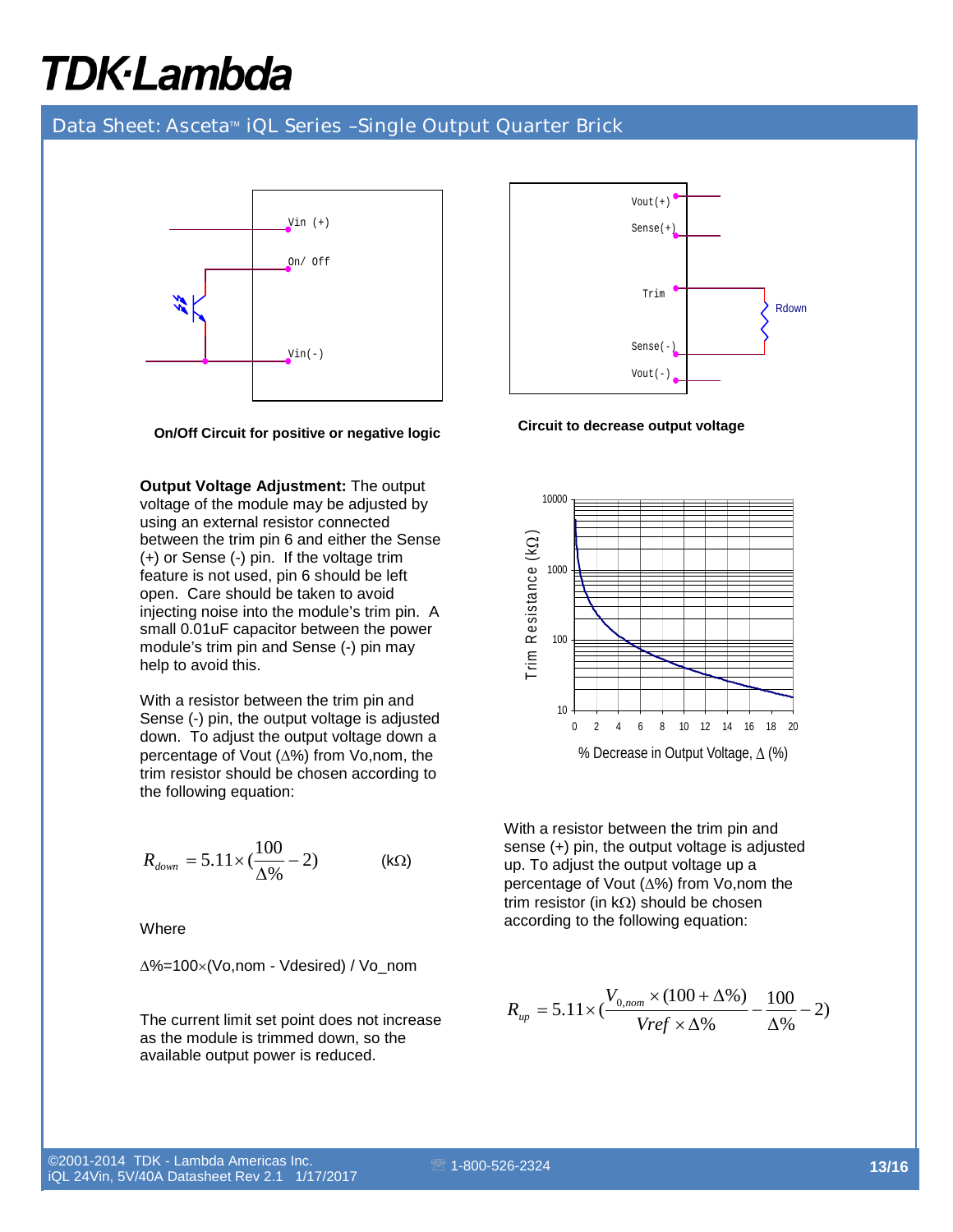Vin (+)

On/ Off

Vin(-)

**On/Off Circuit for positive or negative logic**

Vout(+)

Sense(+)

Trim

Rdown

Sense(-)

Vout(-)

**Circuit to decrease output voltage**

**Output Voltage Adjustment:** The output voltage of the module may be adjusted by using an external resistor connected between the trim pin 6 and either the Sense (+) or Sense (-) pin. If the voltage trim feature is not used, pin 6 should be left open. Care should be taken to avoid injecting noise into the module's trim pin. A small 0.01uF capacitor between the power module's trim pin and Sense (-) pin may help to avoid this.

With a resistor between the trim pin and Sense (-) pin, the output voltage is adjusted down. To adjust the output voltage down a percentage of Vout (Δ%) from Vo,nom, the trim resistor should be chosen according to the following equation:

$$R_{down} = 5.11 \times \left(\frac{100}{\Delta\%} - 2\right) \qquad (\text{k}\Omega)$$

Where

Δ%=100×(Vo,nom - Vdesired) / Vo_nom

The current limit set point does not increase as the module is trimmed down, so the available output power is reduced.

10000

1000

100

10

Trim Resistance (kΩ)

0 2 4 6 8 10 12 14 16 18 20

% Decrease in Output Voltage, Δ (%)

With a resistor between the trim pin and sense (+) pin, the output voltage is adjusted up. To adjust the output voltage up a percentage of Vout (Δ%) from Vo,nom the trim resistor (in kΩ) should be chosen according to the following equation:

$$R_{up} = 5.11 \times \left(\frac{V_{0,nom} \times (100 + \Delta\%)}{Vref \times \Delta\%} - \frac{100}{\Delta\%} - 2\right)$$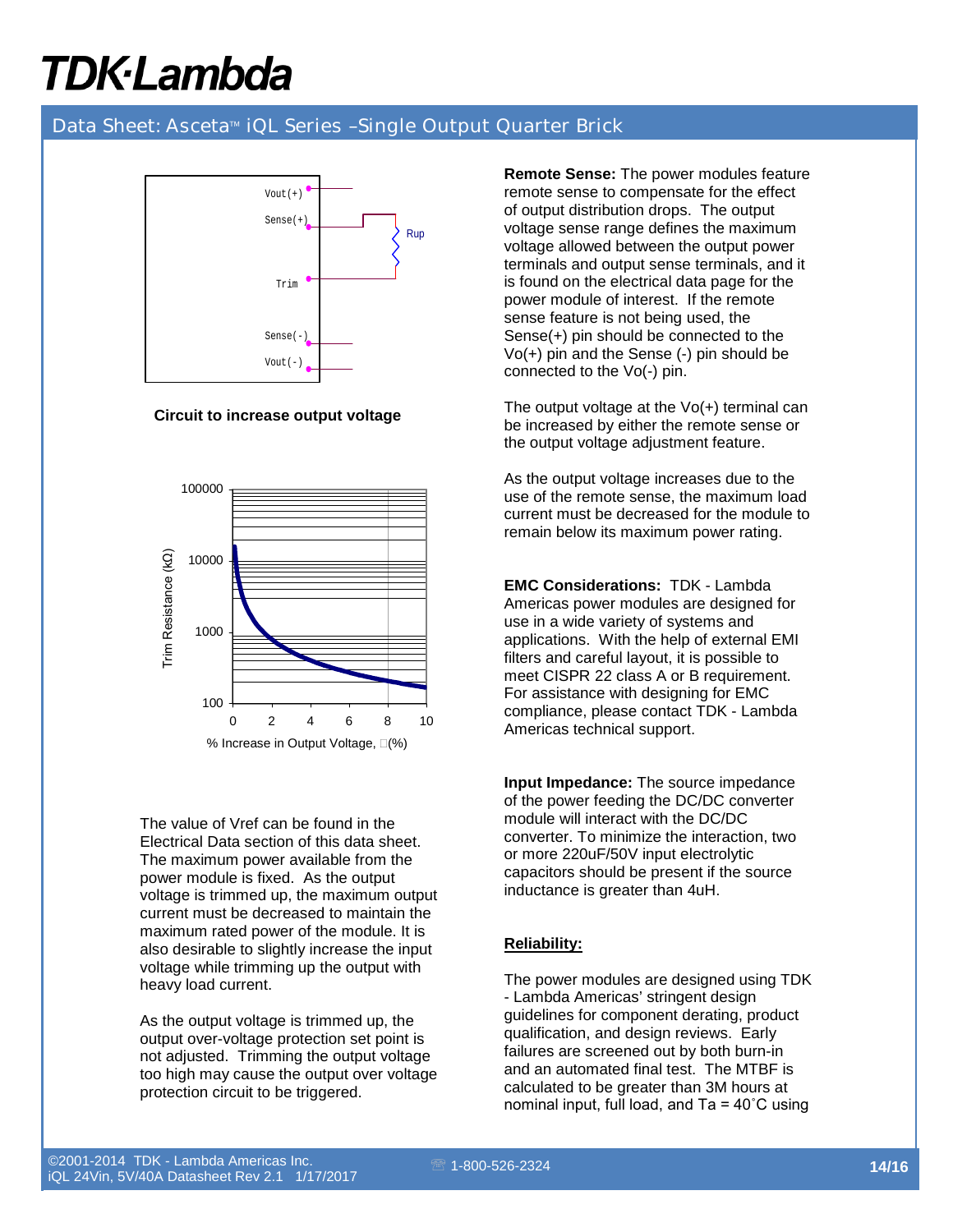Vout(+)
Sense(+)
Rup
Trim
Sense(-)
Vout(-)

**Circuit to increase output voltage**

100000
10000
1000
100
Trim Resistance (kΩ)
0 2 4 6 8 10
% Increase in Output Voltage, Δ(%)

The value of Vref can be found in the Electrical Data section of this data sheet. The maximum power available from the power module is fixed. As the output voltage is trimmed up, the maximum output current must be decreased to maintain the maximum rated power of the module. It is also desirable to slightly increase the input voltage while trimming up the output with heavy load current.

As the output voltage is trimmed up, the output over-voltage protection set point is not adjusted. Trimming the output voltage too high may cause the output over voltage protection circuit to be triggered.

**Remote Sense:** The power modules feature remote sense to compensate for the effect of output distribution drops. The output voltage sense range defines the maximum voltage allowed between the output power terminals and output sense terminals, and it is found on the electrical data page for the power module of interest. If the remote sense feature is not being used, the Sense(+) pin should be connected to the Vo(+) pin and the Sense (-) pin should be connected to the Vo(-) pin.

The output voltage at the Vo(+) terminal can be increased by either the remote sense or the output voltage adjustment feature.

As the output voltage increases due to the use of the remote sense, the maximum load current must be decreased for the module to remain below its maximum power rating.

**EMC Considerations:** TDK - Lambda Americas power modules are designed for use in a wide variety of systems and applications. With the help of external EMI filters and careful layout, it is possible to meet CISPR 22 class A or B requirement. For assistance with designing for EMC compliance, please contact TDK - Lambda Americas technical support.

**Input Impedance:** The source impedance of the power feeding the DC/DC converter module will interact with the DC/DC converter. To minimize the interaction, two or more 220uF/50V input electrolytic capacitors should be present if the source inductance is greater than 4uH.

**Reliability:**

The power modules are designed using TDK - Lambda Americas' stringent design guidelines for component derating, product qualification, and design reviews. Early failures are screened out by both burn-in and an automated final test. The MTBF is calculated to be greater than 3M hours at nominal input, full load, and Ta = 40˚C using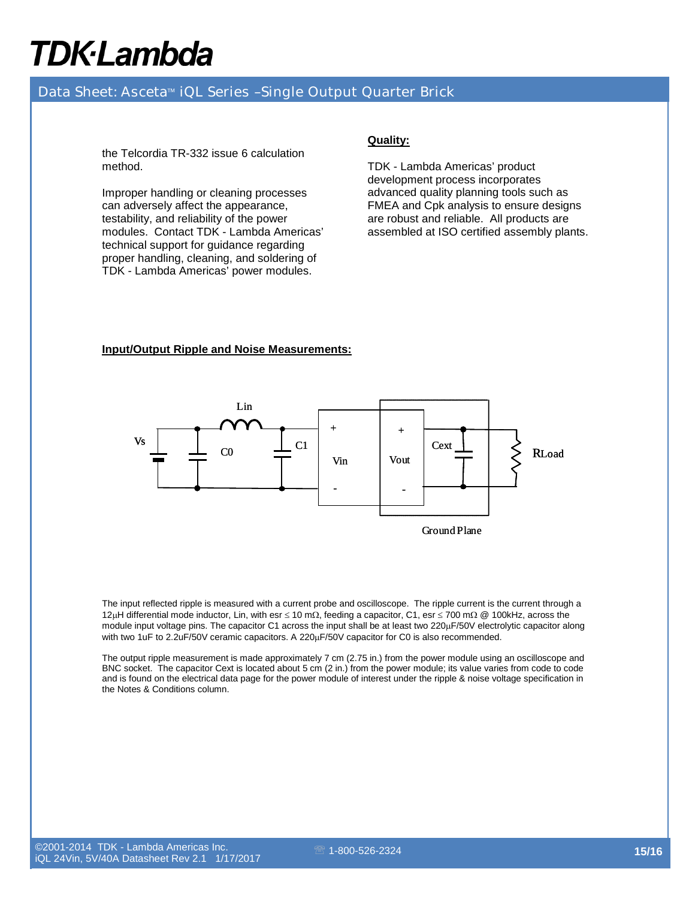the Telcordia TR-332 issue 6 calculation method.

Improper handling or cleaning processes can adversely affect the appearance, testability, and reliability of the power modules. Contact TDK - Lambda Americas' technical support for guidance regarding proper handling, cleaning, and soldering of TDK - Lambda Americas' power modules.

**Quality:**

TDK - Lambda Americas' product development process incorporates advanced quality planning tools such as FMEA and Cpk analysis to ensure designs are robust and reliable. All products are assembled at ISO certified assembly plants.

**Input/Output Ripple and Noise Measurements:**

Lin
Vs
C0
C1
+
Vin
-
+
Vout
-
Cext
RLoad
Ground Plane

The input reflected ripple is measured with a current probe and oscilloscope. The ripple current is the current through a 12μH differential mode inductor, Lin, with esr ≤ 10 mΩ, feeding a capacitor, C1, esr ≤ 700 mΩ @ 100kHz, across the module input voltage pins. The capacitor C1 across the input shall be at least two 220μF/50V electrolytic capacitor along with two 1uF to 2.2uF/50V ceramic capacitors. A 220μF/50V capacitor for C0 is also recommended.

The output ripple measurement is made approximately 7 cm (2.75 in.) from the power module using an oscilloscope and BNC socket. The capacitor Cext is located about 5 cm (2 in.) from the power module; its value varies from code to code and is found on the electrical data page for the power module of interest under the ripple & noise voltage specification in the Notes & Conditions column.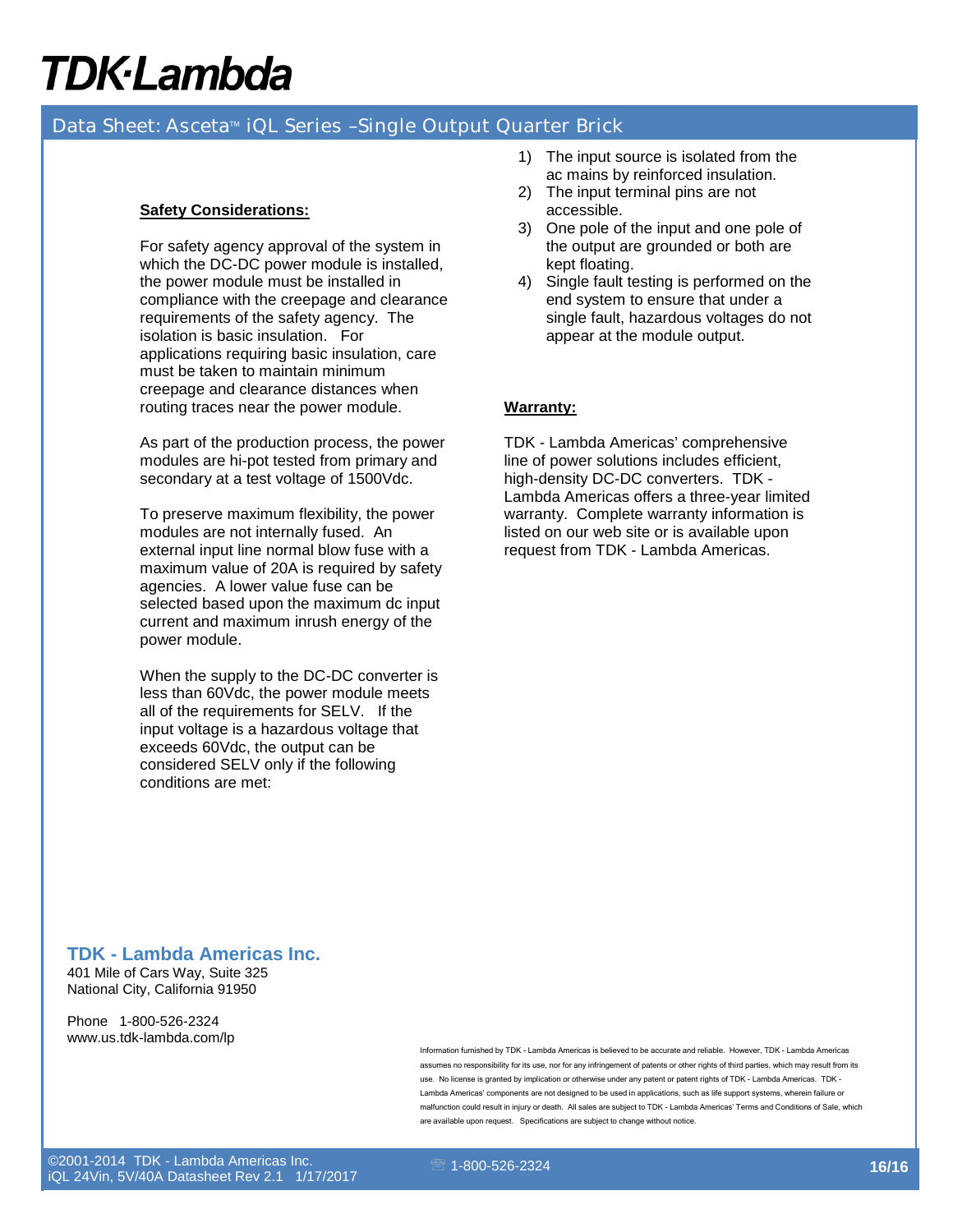**Safety Considerations:**

For safety agency approval of the system in which the DC-DC power module is installed, the power module must be installed in compliance with the creepage and clearance requirements of the safety agency. The isolation is basic insulation. For applications requiring basic insulation, care must be taken to maintain minimum creepage and clearance distances when routing traces near the power module.

As part of the production process, the power modules are hi-pot tested from primary and secondary at a test voltage of 1500Vdc.

To preserve maximum flexibility, the power modules are not internally fused. An external input line normal blow fuse with a maximum value of 20A is required by safety agencies. A lower value fuse can be selected based upon the maximum dc input current and maximum inrush energy of the power module.

When the supply to the DC-DC converter is less than 60Vdc, the power module meets all of the requirements for SELV. If the input voltage is a hazardous voltage that exceeds 60Vdc, the output can be considered SELV only if the following conditions are met:

1) The input source is isolated from the ac mains by reinforced insulation.
2) The input terminal pins are not accessible.
3) One pole of the input and one pole of the output are grounded or both are kept floating.
4) Single fault testing is performed on the end system to ensure that under a single fault, hazardous voltages do not appear at the module output.

**Warranty:**

TDK - Lambda Americas' comprehensive line of power solutions includes efficient, high-density DC-DC converters. TDK - Lambda Americas offers a three-year limited warranty. Complete warranty information is listed on our web site or is available upon request from TDK - Lambda Americas.

**TDK - Lambda Americas Inc.**
401 Mile of Cars Way, Suite 325
National City, California 91950

Phone 1-800-526-2324
www.us.tdk-lambda.com/lp

Information furnished by TDK - Lambda Americas is believed to be accurate and reliable. However, TDK - Lambda Americas assumes no responsibility for its use, nor for any infringement of patents or other rights of third parties, which may result from its use. No license is granted by implication or otherwise under any patent or patent rights of TDK - Lambda Americas. TDK - Lambda Americas' components are not designed to be used in applications, such as life support systems, wherein failure or malfunction could result in injury or death. All sales are subject to TDK - Lambda Americas' Terms and Conditions of Sale, which are available upon request. Specifications are subject to change without notice.